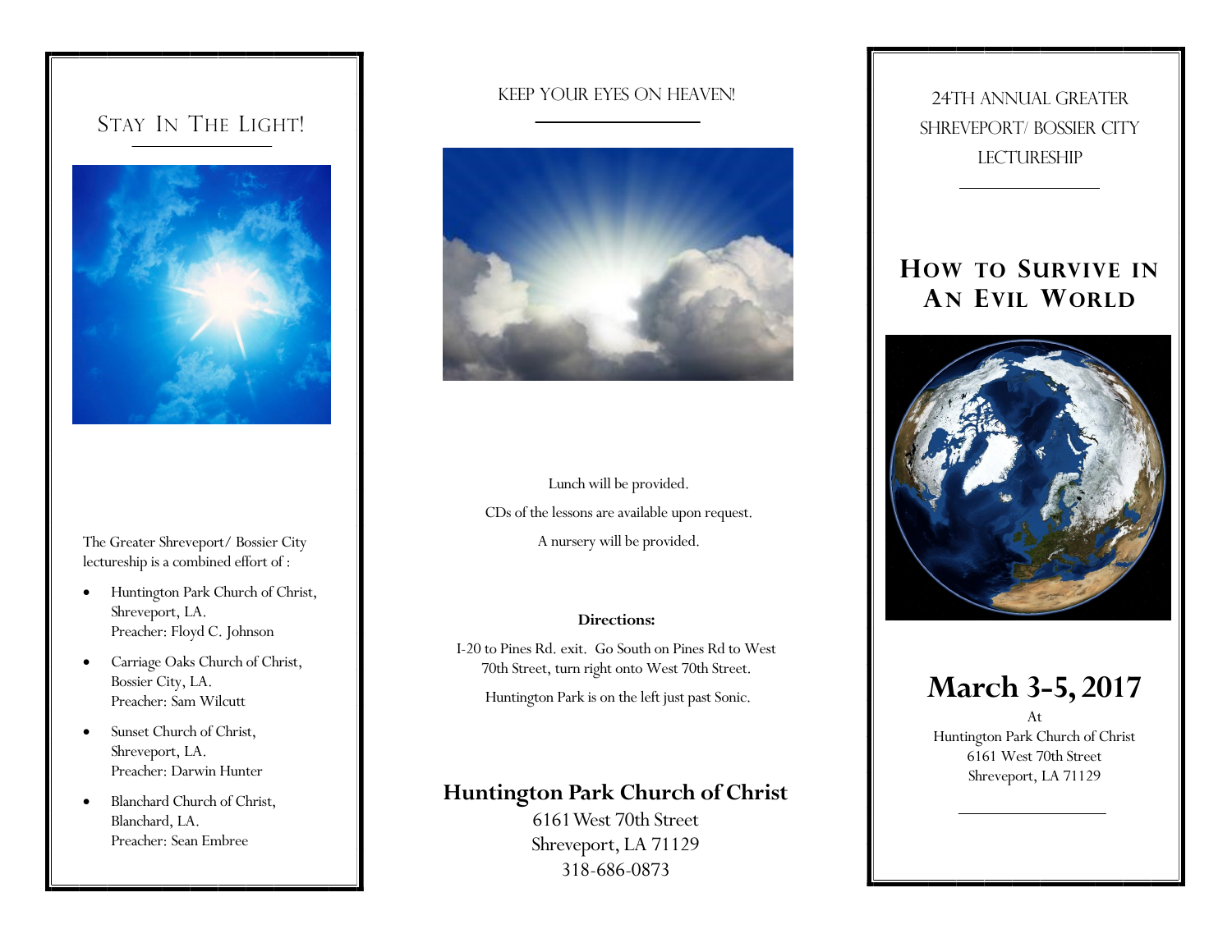## Stay In The Light!

The Greater Shreveport/ Bossier City lectureship is a combined effort of :

- Huntington Park Church of Christ, Shreveport, LA.
  Preacher: Floyd C. Johnson
- Carriage Oaks Church of Christ, Bossier City, LA.
  Preacher: Sam Wilcutt
- Sunset Church of Christ, Shreveport, LA.
  Preacher: Darwin Hunter
- Blanchard Church of Christ, Blanchard, LA.
  Preacher: Sean Embree

## Keep Your Eyes On Heaven!

Lunch will be provided.

CDs of the lessons are available upon request.

A nursery will be provided.

**Directions:**

I-20 to Pines Rd. exit. Go South on Pines Rd to West 70th Street, turn right onto West 70th Street.

Huntington Park is on the left just past Sonic.

**Huntington Park Church of Christ**
6161 West 70th Street
Shreveport, LA 71129
318-686-0873

## 24th Annual Greater Shreveport/ Bossier City Lectureship

# How to Survive in An Evil World

# March 3-5, 2017

At
Huntington Park Church of Christ
6161 West 70th Street
Shreveport, LA 71129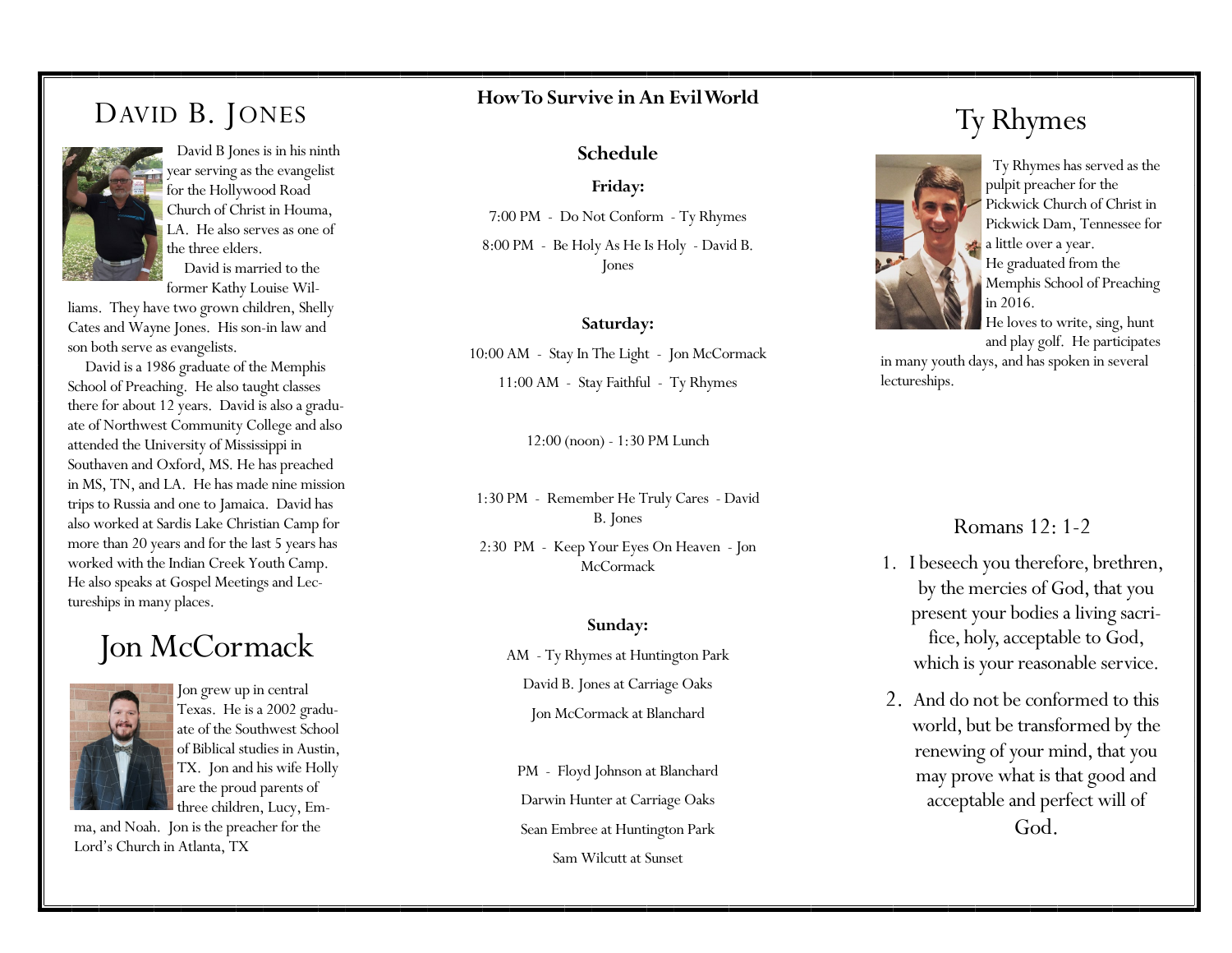# David B. Jones

David B Jones is in his ninth year serving as the evangelist for the Hollywood Road Church of Christ in Houma, LA. He also serves as one of the three elders.

David is married to the former Kathy Louise Williams. They have two grown children, Shelly Cates and Wayne Jones. His son-in law and son both serve as evangelists.

David is a 1986 graduate of the Memphis School of Preaching. He also taught classes there for about 12 years. David is also a graduate of Northwest Community College and also attended the University of Mississippi in Southaven and Oxford, MS. He has preached in MS, TN, and LA. He has made nine mission trips to Russia and one to Jamaica. David has also worked at Sardis Lake Christian Camp for more than 20 years and for the last 5 years has worked with the Indian Creek Youth Camp. He also speaks at Gospel Meetings and Lectureships in many places.

# Jon McCormack

Jon grew up in central Texas. He is a 2002 graduate of the Southwest School of Biblical studies in Austin, TX. Jon and his wife Holly are the proud parents of three children, Lucy, Emma, and Noah. Jon is the preacher for the Lord's Church in Atlanta, TX

**How To Survive in An Evil World**

## Schedule

**Friday:**

7:00 PM - Do Not Conform - Ty Rhymes

8:00 PM - Be Holy As He Is Holy - David B. Jones

**Saturday:**

10:00 AM - Stay In The Light - Jon McCormack

11:00 AM - Stay Faithful - Ty Rhymes

12:00 (noon) - 1:30 PM Lunch

1:30 PM - Remember He Truly Cares - David B. Jones

2:30 PM - Keep Your Eyes On Heaven - Jon McCormack

**Sunday:**

AM - Ty Rhymes at Huntington Park

David B. Jones at Carriage Oaks

Jon McCormack at Blanchard

PM - Floyd Johnson at Blanchard

Darwin Hunter at Carriage Oaks

Sean Embree at Huntington Park

Sam Wilcutt at Sunset

# Ty Rhymes

Ty Rhymes has served as the pulpit preacher for the Pickwick Church of Christ in Pickwick Dam, Tennessee for a little over a year.
He graduated from the Memphis School of Preaching in 2016.
He loves to write, sing, hunt and play golf. He participates in many youth days, and has spoken in several lectureships.

## Romans 12: 1-2

1. I beseech you therefore, brethren, by the mercies of God, that you present your bodies a living sacrifice, holy, acceptable to God, which is your reasonable service.
2. And do not be conformed to this world, but be transformed by the renewing of your mind, that you may prove what is that good and acceptable and perfect will of God.